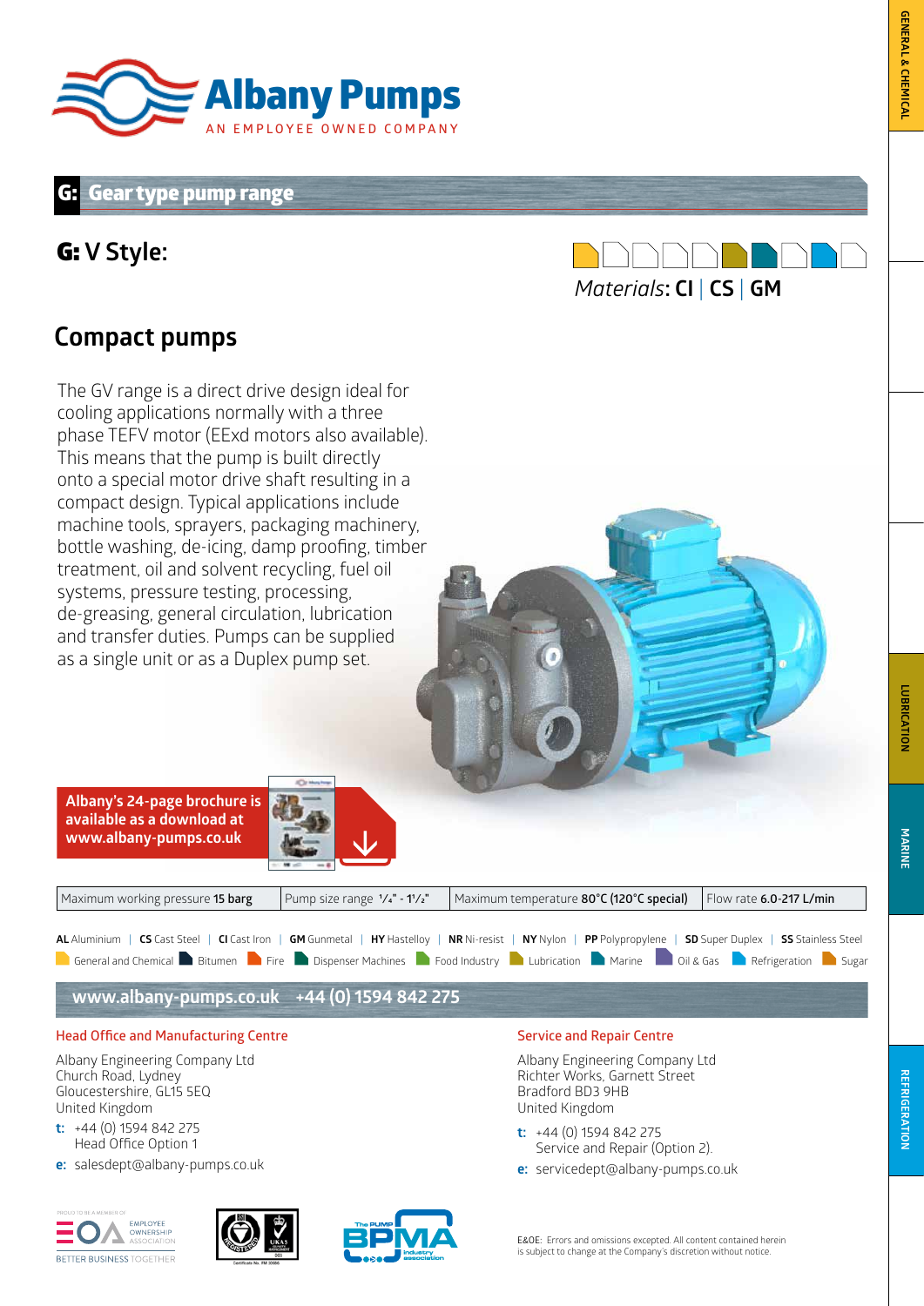# Albany Pumps

AN EMPLOYEE OWNED COMPANY

## G: Gear type pump range

## G: V Style:

*Materials*: **CI** | **CS** | **GM**

## Compact pumps

The GV range is a direct drive design ideal for cooling applications normally with a three phase TEFV motor (EExd motors also available). This means that the pump is built directly onto a special motor drive shaft resulting in a compact design. Typical applications include machine tools, sprayers, packaging machinery, bottle washing, de-icing, damp proofing, timber treatment, oil and solvent recycling, fuel oil systems, pressure testing, processing, de-greasing, general circulation, lubrication and transfer duties. Pumps can be supplied as a single unit or as a Duplex pump set.

**Albany's 24-page brochure is available as a download at www.albany-pumps.co.uk**

| Maximum working pressure **15 barg** | Pump size range ¼" - 1½" | Maximum temperature **80°C (120°C special)** | Flow rate **6.0-217 L/min** |
|---|---|---|---|

**AL** Aluminium | **CS** Cast Steel | **CI** Cast Iron | **GM** Gunmetal | **HY** Hastelloy | **NR** Ni-resist | **NY** Nylon | **PP** Polypropylene | **SD** Super Duplex | **SS** Stainless Steel

General and Chemical | Bitumen | Fire | Dispenser Machines | Food Industry | Lubrication | Marine | Oil & Gas | Refrigeration | Sugar

**www.albany-pumps.co.uk +44 (0) 1594 842 275**

### Head Office and Manufacturing Centre

Albany Engineering Company Ltd
Church Road, Lydney
Gloucestershire, GL15 5EQ
United Kingdom

**t:** +44 (0) 1594 842 275
Head Office Option 1

**e:** salesdept@albany-pumps.co.uk

### Service and Repair Centre

Albany Engineering Company Ltd
Richter Works, Garnett Street
Bradford BD3 9HB
United Kingdom

**t:** +44 (0) 1594 842 275
Service and Repair (Option 2).

**e:** servicedept@albany-pumps.co.uk

E&OE: Errors and omissions excepted. All content contained herein is subject to change at the Company's discretion without notice.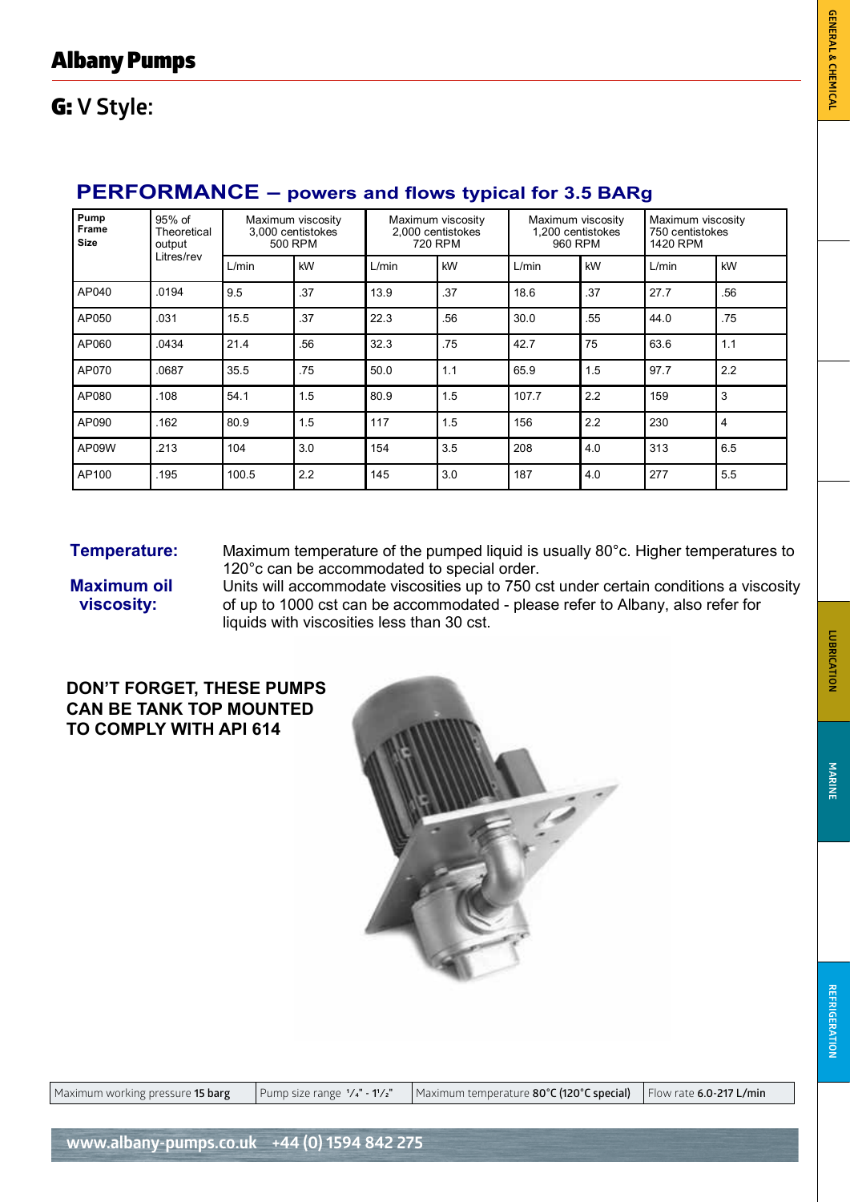# Albany Pumps

## G: V Style:

### PERFORMANCE – powers and flows typical for 3.5 BARg

| Pump Frame Size | 95% of Theoretical output Litres/rev | Maximum viscosity 3,000 centistokes 500 RPM | | Maximum viscosity 2,000 centistokes 720 RPM | | Maximum viscosity 1,200 centistokes 960 RPM | | Maximum viscosity 750 centistokes 1420 RPM | |
|---|---|---|---|---|---|---|---|---|---|
| | | L/min | kW | L/min | kW | L/min | kW | L/min | kW |
| AP040 | .0194 | 9.5 | .37 | 13.9 | .37 | 18.6 | .37 | 27.7 | .56 |
| AP050 | .031 | 15.5 | .37 | 22.3 | .56 | 30.0 | .55 | 44.0 | .75 |
| AP060 | .0434 | 21.4 | .56 | 32.3 | .75 | 42.7 | 75 | 63.6 | 1.1 |
| AP070 | .0687 | 35.5 | .75 | 50.0 | 1.1 | 65.9 | 1.5 | 97.7 | 2.2 |
| AP080 | .108 | 54.1 | 1.5 | 80.9 | 1.5 | 107.7 | 2.2 | 159 | 3 |
| AP090 | .162 | 80.9 | 1.5 | 117 | 1.5 | 156 | 2.2 | 230 | 4 |
| AP09W | .213 | 104 | 3.0 | 154 | 3.5 | 208 | 4.0 | 313 | 6.5 |
| AP100 | .195 | 100.5 | 2.2 | 145 | 3.0 | 187 | 4.0 | 277 | 5.5 |

**Temperature:** Maximum temperature of the pumped liquid is usually 80°c. Higher temperatures to 120°c can be accommodated to special order.

**Maximum oil viscosity:** Units will accommodate viscosities up to 750 cst under certain conditions a viscosity of up to 1000 cst can be accommodated - please refer to Albany, also refer for liquids with viscosities less than 30 cst.

**DON'T FORGET, THESE PUMPS CAN BE TANK TOP MOUNTED TO COMPLY WITH API 614**

| | | | |
|---|---|---|---|
| Maximum working pressure **15 barg** | Pump size range **¼" - 1½"** | Maximum temperature **80°C (120°C special)** | Flow rate **6.0-217 L/min** |

**www.albany-pumps.co.uk +44 (0) 1594 842 275**